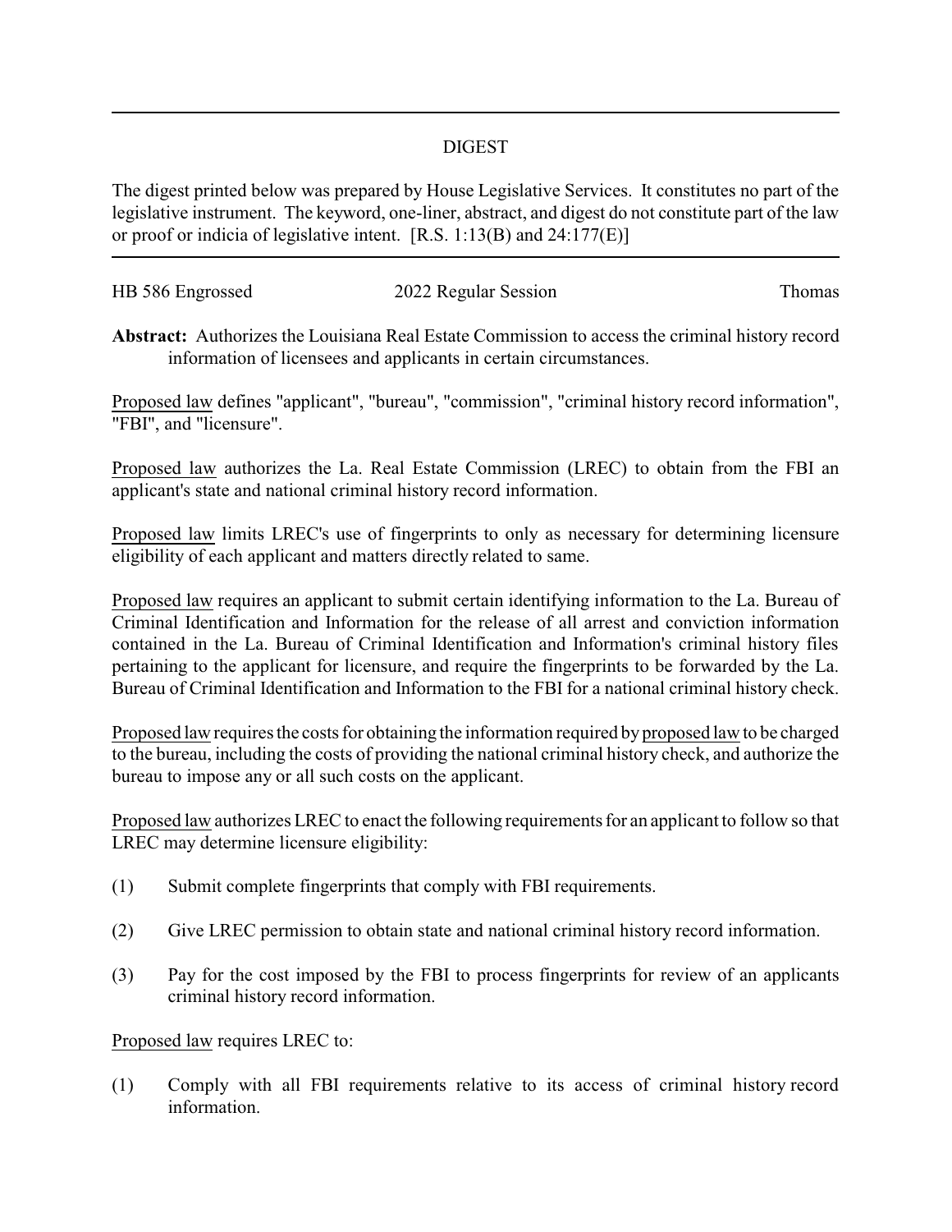# DIGEST

The digest printed below was prepared by House Legislative Services. It constitutes no part of the legislative instrument. The keyword, one-liner, abstract, and digest do not constitute part of the law or proof or indicia of legislative intent. [R.S. 1:13(B) and 24:177(E)]

| HB 586 Engrossed | 2022 Regular Session | Thomas |
|---|---|---|

**Abstract:** Authorizes the Louisiana Real Estate Commission to access the criminal history record information of licensees and applicants in certain circumstances.

Proposed law defines "applicant", "bureau", "commission", "criminal history record information", "FBI", and "licensure".

Proposed law authorizes the La. Real Estate Commission (LREC) to obtain from the FBI an applicant's state and national criminal history record information.

Proposed law limits LREC's use of fingerprints to only as necessary for determining licensure eligibility of each applicant and matters directly related to same.

Proposed law requires an applicant to submit certain identifying information to the La. Bureau of Criminal Identification and Information for the release of all arrest and conviction information contained in the La. Bureau of Criminal Identification and Information's criminal history files pertaining to the applicant for licensure, and require the fingerprints to be forwarded by the La. Bureau of Criminal Identification and Information to the FBI for a national criminal history check.

Proposed law requires the costs for obtaining the information required by proposed law to be charged to the bureau, including the costs of providing the national criminal history check, and authorize the bureau to impose any or all such costs on the applicant.

Proposed law authorizes LREC to enact the following requirements for an applicant to follow so that LREC may determine licensure eligibility:

(1) Submit complete fingerprints that comply with FBI requirements.

(2) Give LREC permission to obtain state and national criminal history record information.

(3) Pay for the cost imposed by the FBI to process fingerprints for review of an applicants criminal history record information.

Proposed law requires LREC to:

(1) Comply with all FBI requirements relative to its access of criminal history record information.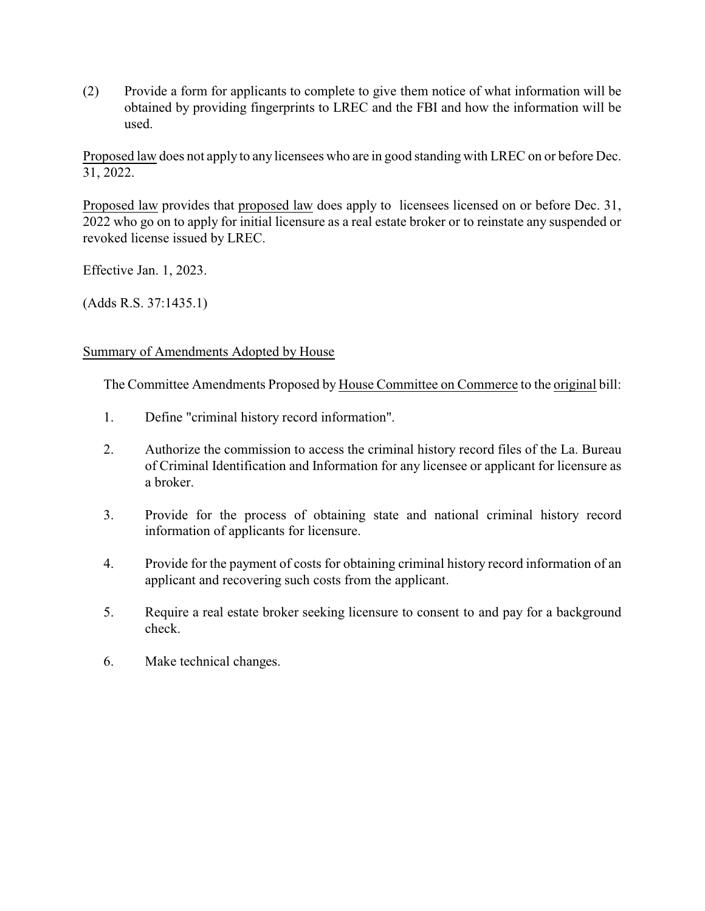(2) Provide a form for applicants to complete to give them notice of what information will be obtained by providing fingerprints to LREC and the FBI and how the information will be used.

Proposed law does not apply to any licensees who are in good standing with LREC on or before Dec. 31, 2022.

Proposed law provides that proposed law does apply to licensees licensed on or before Dec. 31, 2022 who go on to apply for initial licensure as a real estate broker or to reinstate any suspended or revoked license issued by LREC.

Effective Jan. 1, 2023.

(Adds R.S. 37:1435.1)

Summary of Amendments Adopted by House

The Committee Amendments Proposed by House Committee on Commerce to the original bill:

1. Define "criminal history record information".
2. Authorize the commission to access the criminal history record files of the La. Bureau of Criminal Identification and Information for any licensee or applicant for licensure as a broker.
3. Provide for the process of obtaining state and national criminal history record information of applicants for licensure.
4. Provide for the payment of costs for obtaining criminal history record information of an applicant and recovering such costs from the applicant.
5. Require a real estate broker seeking licensure to consent to and pay for a background check.
6. Make technical changes.